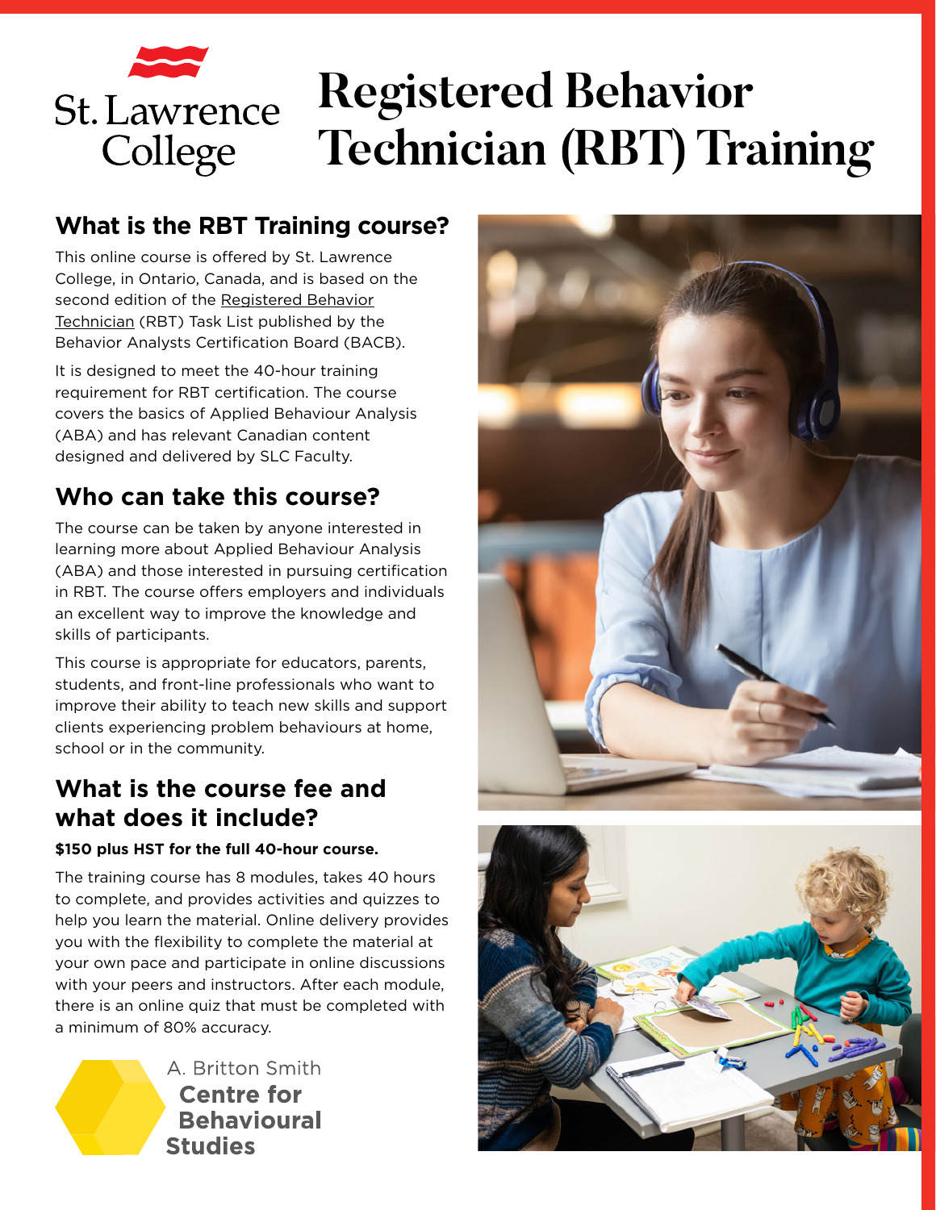St. Lawrence College

# Registered Behavior Technician (RBT) Training

## What is the RBT Training course?

This online course is offered by St. Lawrence College, in Ontario, Canada, and is based on the second edition of the Registered Behavior Technician (RBT) Task List published by the Behavior Analysts Certification Board (BACB).

It is designed to meet the 40-hour training requirement for RBT certification. The course covers the basics of Applied Behaviour Analysis (ABA) and has relevant Canadian content designed and delivered by SLC Faculty.

## Who can take this course?

The course can be taken by anyone interested in learning more about Applied Behaviour Analysis (ABA) and those interested in pursuing certification in RBT. The course offers employers and individuals an excellent way to improve the knowledge and skills of participants.

This course is appropriate for educators, parents, students, and front-line professionals who want to improve their ability to teach new skills and support clients experiencing problem behaviours at home, school or in the community.

## What is the course fee and what does it include?

**$150 plus HST for the full 40-hour course.**

The training course has 8 modules, takes 40 hours to complete, and provides activities and quizzes to help you learn the material. Online delivery provides you with the flexibility to complete the material at your own pace and participate in online discussions with your peers and instructors. After each module, there is an online quiz that must be completed with a minimum of 80% accuracy.

A. Britton Smith Centre for Behavioural Studies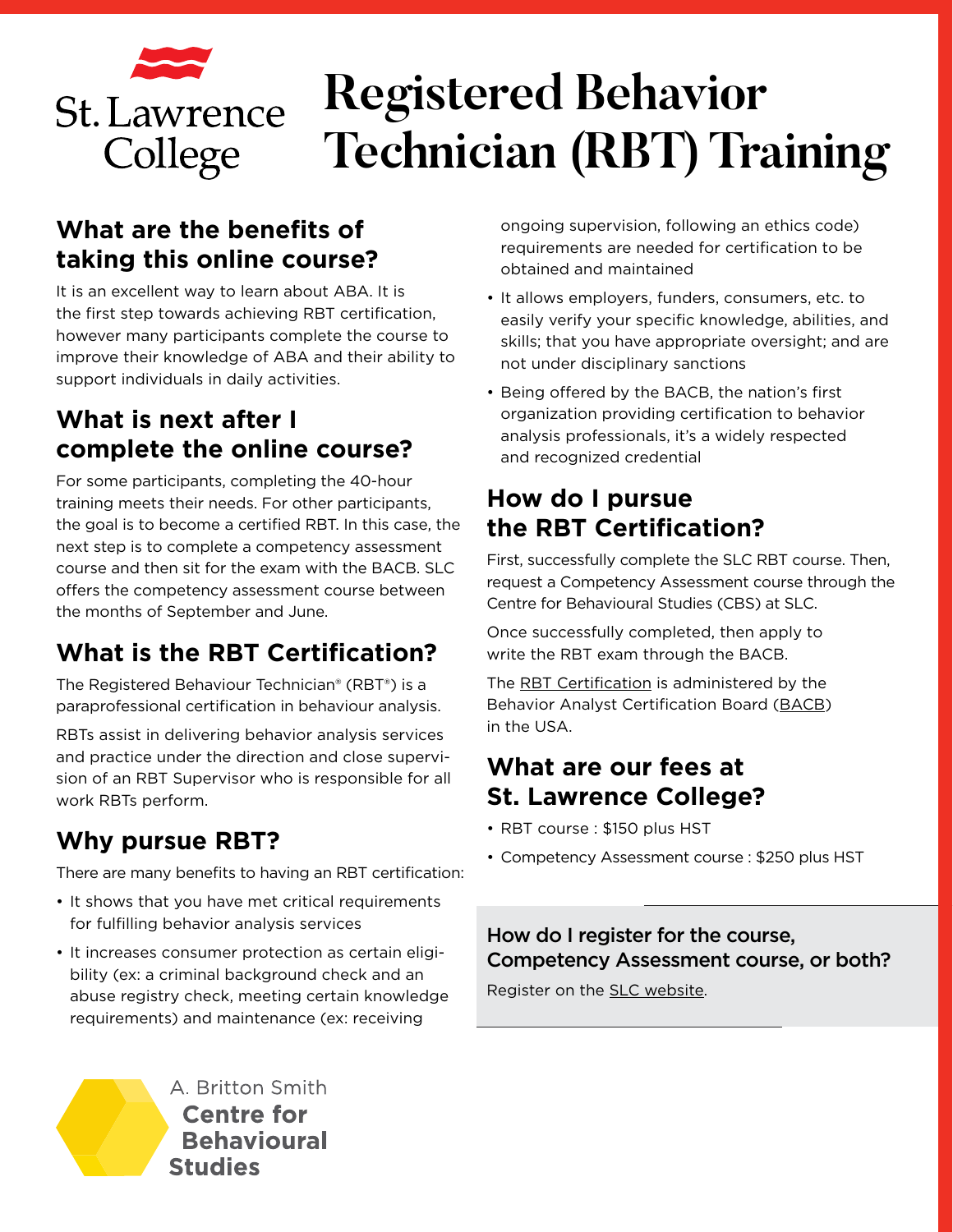St. Lawrence College

# Registered Behavior Technician (RBT) Training

## What are the benefits of taking this online course?

It is an excellent way to learn about ABA. It is the first step towards achieving RBT certification, however many participants complete the course to improve their knowledge of ABA and their ability to support individuals in daily activities.

## What is next after I complete the online course?

For some participants, completing the 40-hour training meets their needs. For other participants, the goal is to become a certified RBT. In this case, the next step is to complete a competency assessment course and then sit for the exam with the BACB. SLC offers the competency assessment course between the months of September and June.

## What is the RBT Certification?

The Registered Behaviour Technician® (RBT®) is a paraprofessional certification in behaviour analysis.

RBTs assist in delivering behavior analysis services and practice under the direction and close supervision of an RBT Supervisor who is responsible for all work RBTs perform.

## Why pursue RBT?

There are many benefits to having an RBT certification:

- It shows that you have met critical requirements for fulfilling behavior analysis services
- It increases consumer protection as certain eligibility (ex: a criminal background check and an abuse registry check, meeting certain knowledge requirements) and maintenance (ex: receiving ongoing supervision, following an ethics code) requirements are needed for certification to be obtained and maintained
- It allows employers, funders, consumers, etc. to easily verify your specific knowledge, abilities, and skills; that you have appropriate oversight; and are not under disciplinary sanctions
- Being offered by the BACB, the nation's first organization providing certification to behavior analysis professionals, it's a widely respected and recognized credential

## How do I pursue the RBT Certification?

First, successfully complete the SLC RBT course. Then, request a Competency Assessment course through the Centre for Behavioural Studies (CBS) at SLC.

Once successfully completed, then apply to write the RBT exam through the BACB.

The RBT Certification is administered by the Behavior Analyst Certification Board (BACB) in the USA.

## What are our fees at St. Lawrence College?

- RBT course : $150 plus HST
- Competency Assessment course : $250 plus HST

### How do I register for the course, Competency Assessment course, or both?

Register on the SLC website.

A. Britton Smith **Centre for Behavioural Studies**